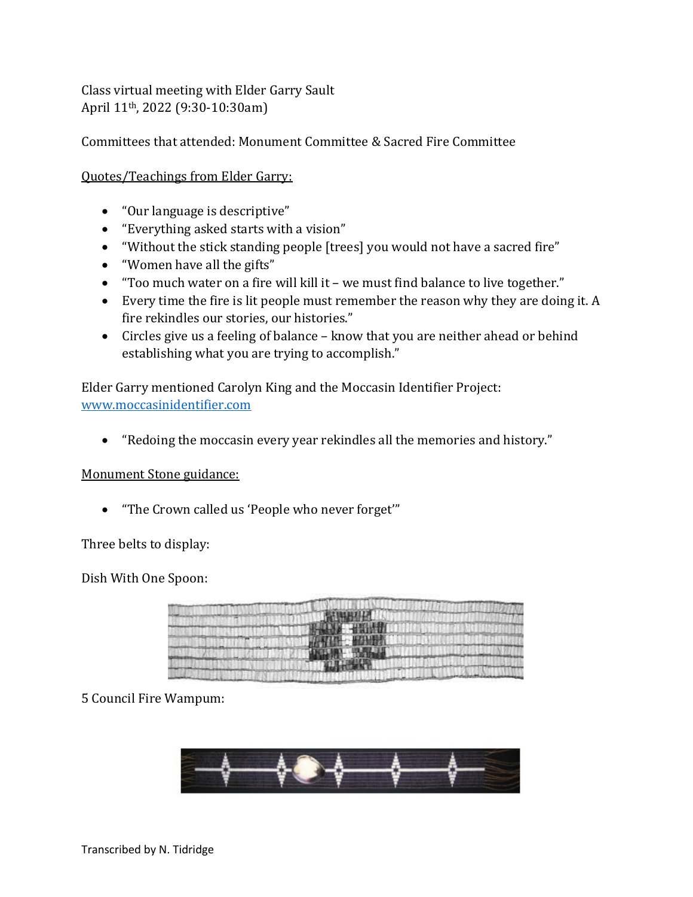Class virtual meeting with Elder Garry Sault
April 11th, 2022 (9:30-10:30am)

Committees that attended: Monument Committee & Sacred Fire Committee

Quotes/Teachings from Elder Garry:

- "Our language is descriptive"
- "Everything asked starts with a vision"
- "Without the stick standing people [trees] you would not have a sacred fire"
- "Women have all the gifts"
- "Too much water on a fire will kill it – we must find balance to live together."
- Every time the fire is lit people must remember the reason why they are doing it. A fire rekindles our stories, our histories."
- Circles give us a feeling of balance – know that you are neither ahead or behind establishing what you are trying to accomplish."

Elder Garry mentioned Carolyn King and the Moccasin Identifier Project: [www.moccasinidentifier.com](http://www.moccasinidentifier.com)

- "Redoing the moccasin every year rekindles all the memories and history."

Monument Stone guidance:

- "The Crown called us 'People who never forget'"

Three belts to display:

Dish With One Spoon:

5 Council Fire Wampum:

Transcribed by N. Tidridge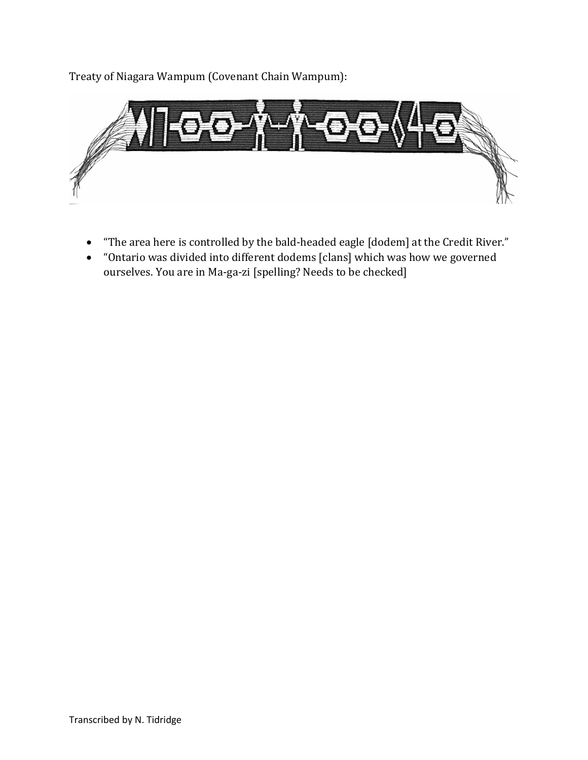Treaty of Niagara Wampum (Covenant Chain Wampum):

- “The area here is controlled by the bald-headed eagle [dodem] at the Credit River.”
- “Ontario was divided into different dodems [clans] which was how we governed ourselves. You are in Ma-ga-zi [spelling? Needs to be checked]

Transcribed by N. Tidridge